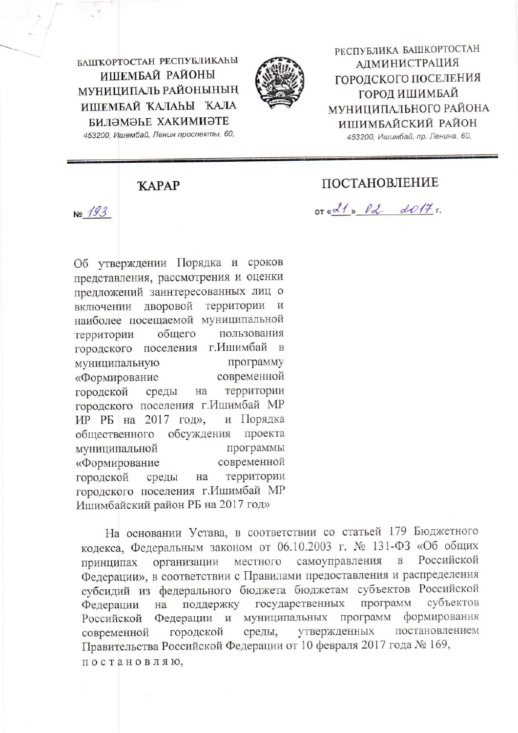БАШҠОРТОСТАН РЕСПУБЛИКАҺЫ
ИШЕМБАЙ РАЙОНЫ
МУНИЦИПАЛЬ РАЙОНЫНЫҢ
ИШЕМБАЙ ҠАЛАҺЫ ҠАЛА
БИЛӘМӘҺЕ ХАКИМИӘТЕ
453200, Ишембай, Ленин проспекты, 60,

РЕСПУБЛИКА БАШКОРТОСТАН
АДМИНИСТРАЦИЯ
ГОРОДСКОГО ПОСЕЛЕНИЯ
ГОРОД ИШИМБАЙ
МУНИЦИПАЛЬНОГО РАЙОНА
ИШИМБАЙСКИЙ РАЙОН
453200, Ишимбай, пр. Ленина, 60,

**ҠАРАР** **ПОСТАНОВЛЕНИЕ**

№ 193 от «21» 02 2017 г.

Об утверждении Порядка и сроков представления, рассмотрения и оценки предложений заинтересованных лиц о включении дворовой территории и наиболее посещаемой муниципальной территории общего пользования городского поселения г.Ишимбай в муниципальную программу «Формирование современной городской среды на территории городского поселения г.Ишимбай МР ИР РБ на 2017 год», и Порядка общественного обсуждения проекта муниципальной программы «Формирование современной городской среды на территории городского поселения г.Ишимбай МР Ишимбайский район РБ на 2017 год»

На основании Устава, в соответствии со статьей 179 Бюджетного кодекса, Федеральным законом от 06.10.2003 г. № 131-ФЗ «Об общих принципах организации местного самоуправления в Российской Федерации», в соответствии с Правилами предоставления и распределения субсидий из федерального бюджета бюджетам субъектов Российской Федерации на поддержку государственных программ субъектов Российской Федерации и муниципальных программ формирования современной городской среды, утвержденных постановлением Правительства Российской Федерации от 10 февраля 2017 года № 169,

постановляю,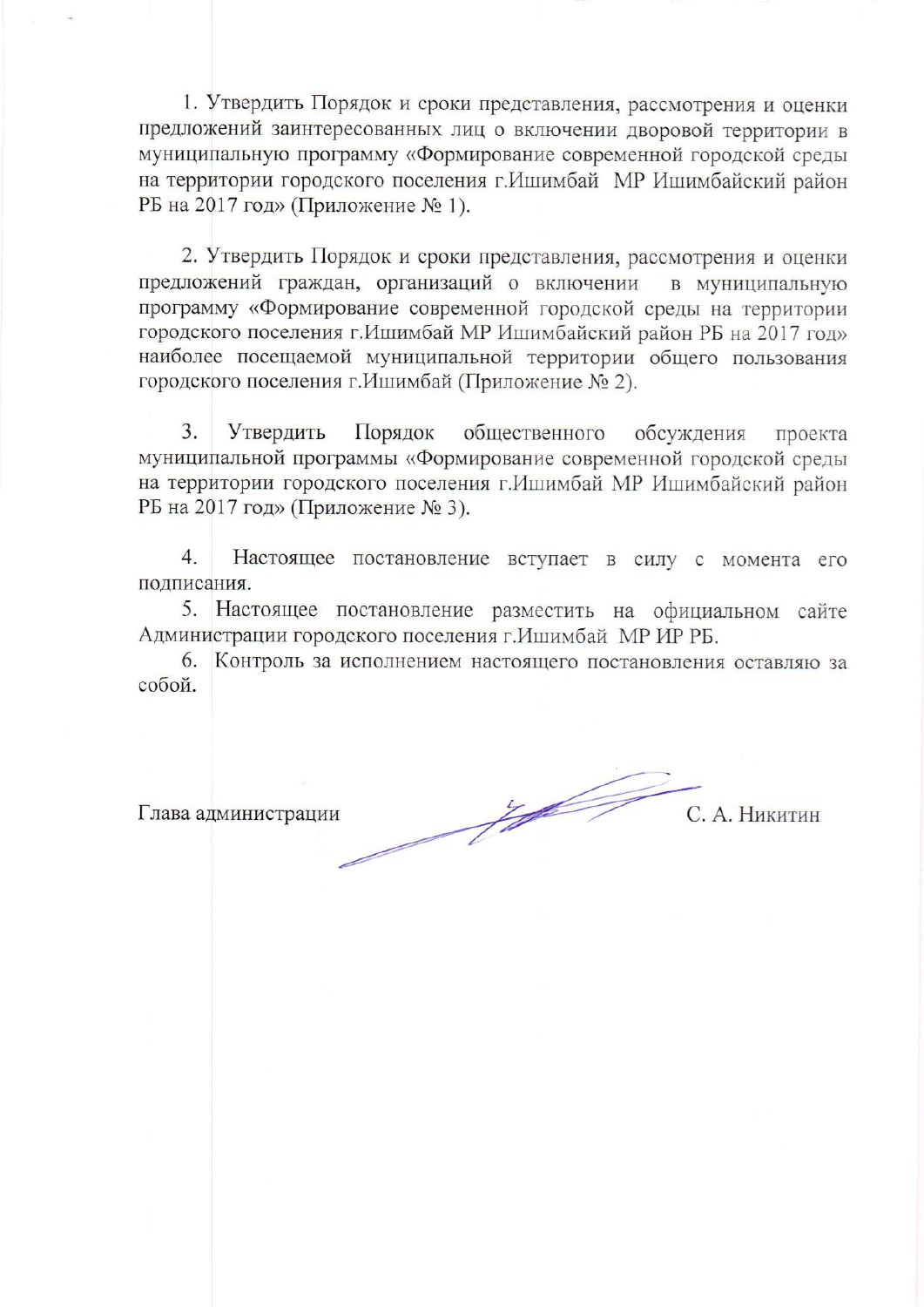1. Утвердить Порядок и сроки представления, рассмотрения и оценки предложений заинтересованных лиц о включении дворовой территории в муниципальную программу «Формирование современной городской среды на территории городского поселения г.Ишимбай МР Ишимбайский район РБ на 2017 год» (Приложение № 1).

2. Утвердить Порядок и сроки представления, рассмотрения и оценки предложений граждан, организаций о включении в муниципальную программу «Формирование современной городской среды на территории городского поселения г.Ишимбай МР Ишимбайский район РБ на 2017 год» наиболее посещаемой муниципальной территории общего пользования городского поселения г.Ишимбай (Приложение № 2).

3. Утвердить Порядок общественного обсуждения проекта муниципальной программы «Формирование современной городской среды на территории городского поселения г.Ишимбай МР Ишимбайский район РБ на 2017 год» (Приложение № 3).

4. Настоящее постановление вступает в силу с момента его подписания.

5. Настоящее постановление разместить на официальном сайте Администрации городского поселения г.Ишимбай МР ИР РБ.

6. Контроль за исполнением настоящего постановления оставляю за собой.

Глава администрации С. А. Никитин